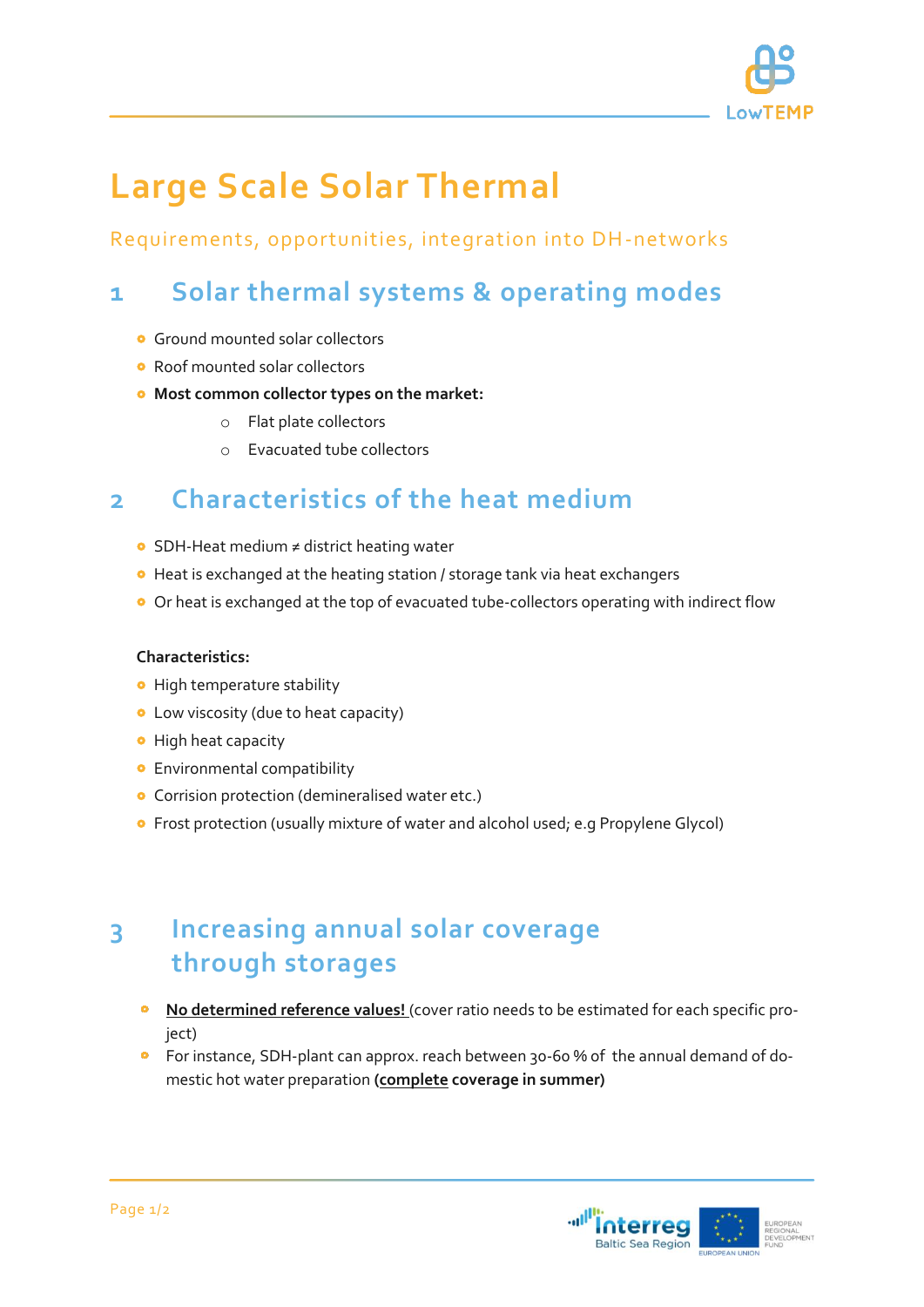# Large Scale Solar Thermal

Requirements, opportunities, integration into DH-networks

## 1 Solar thermal systems & operating modes

- Ground mounted solar collectors
- Roof mounted solar collectors
- **Most common collector types on the market:**
  - Flat plate collectors
  - Evacuated tube collectors

## 2 Characteristics of the heat medium

- SDH-Heat medium ≠ district heating water
- Heat is exchanged at the heating station / storage tank via heat exchangers
- Or heat is exchanged at the top of evacuated tube-collectors operating with indirect flow

**Characteristics:**

- High temperature stability
- Low viscosity (due to heat capacity)
- High heat capacity
- Environmental compatibility
- Corrision protection (demineralised water etc.)
- Frost protection (usually mixture of water and alcohol used; e.g Propylene Glycol)

## 3 Increasing annual solar coverage through storages

- **No determined reference values!** (cover ratio needs to be estimated for each specific project)
- For instance, SDH-plant can approx. reach between 30-60 % of the annual demand of domestic hot water preparation **(complete coverage in summer)**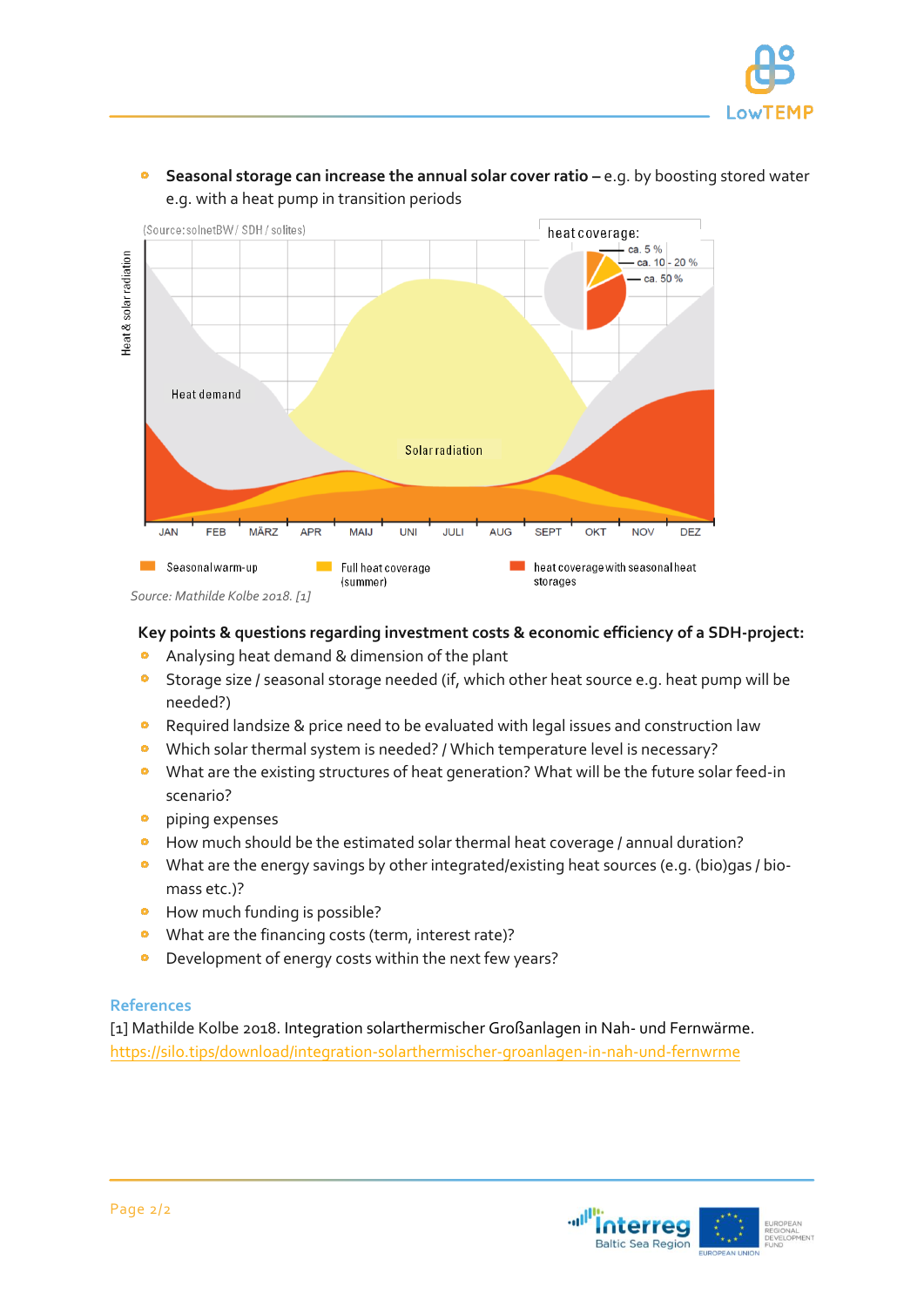- **Seasonal storage can increase the annual solar cover ratio** – e.g. by boosting stored water e.g. with a heat pump in transition periods

(Source: solnetBW / SDH / solites)

heat coverage:
ca. 5 %
ca. 10 - 20 %
ca. 50 %

Heat & solar radiation

Heat demand

Solar radiation

JAN FEB MÄRZ APR MAIJ UNI JULI AUG SEPT OKT NOV DEZ

Seasonal warm-up

Full heat coverage (summer)

heat coverage with seasonal heat storages

*Source: Mathilde Kolbe 2018. [1]*

**Key points & questions regarding investment costs & economic efficiency of a SDH-project:**

- Analysing heat demand & dimension of the plant
- Storage size / seasonal storage needed (if, which other heat source e.g. heat pump will be needed?)
- Required landsize & price need to be evaluated with legal issues and construction law
- Which solar thermal system is needed? / Which temperature level is necessary?
- What are the existing structures of heat generation? What will be the future solar feed-in scenario?
- piping expenses
- How much should be the estimated solar thermal heat coverage / annual duration?
- What are the energy savings by other integrated/existing heat sources (e.g. (bio)gas / bio-mass etc.)?
- How much funding is possible?
- What are the financing costs (term, interest rate)?
- Development of energy costs within the next few years?

## References

[1] Mathilde Kolbe 2018. Integration solarthermischer Großanlagen in Nah- und Fernwärme. https://silo.tips/download/integration-solarthermischer-groanlagen-in-nah-und-fernwrme